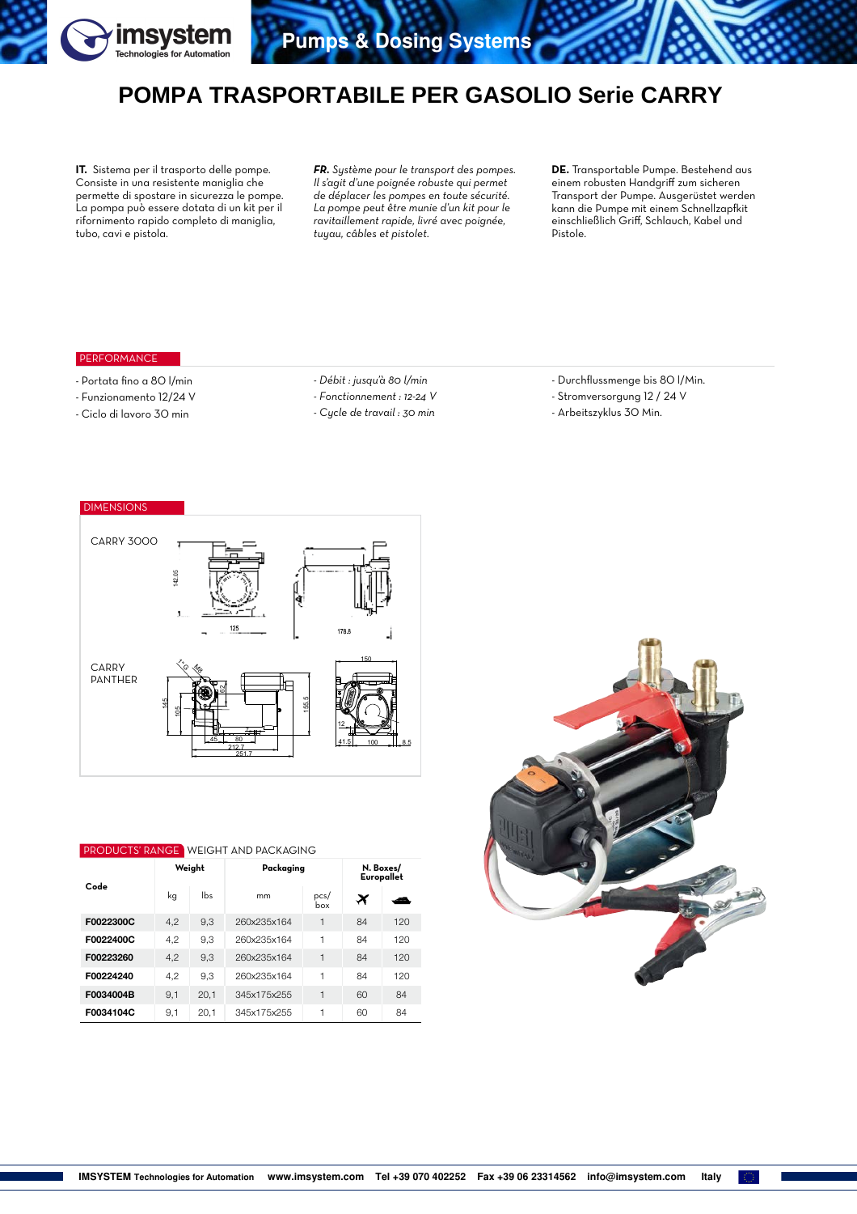# POMPA TRASPORTABILE PER GASOLIO Serie CARRY

**IT.** Sistema per il trasporto delle pompe. Consiste in una resistente maniglia che permette di spostare in sicurezza le pompe. La pompa può essere dotata di un kit per il rifornimento rapido completo di maniglia, tubo, cavi e pistola.

***FR.*** *Système pour le transport des pompes. Il s'agit d'une poignée robuste qui permet de déplacer les pompes en toute sécurité. La pompe peut être munie d'un kit pour le ravitaillement rapide, livré avec poignée, tuyau, câbles et pistolet.*

**DE.** Transportable Pumpe. Bestehend aus einem robusten Handgriff zum sicheren Transport der Pumpe. Ausgerüstet werden kann die Pumpe mit einem Schnellzapfkit einschließlich Griff, Schlauch, Kabel und Pistole.

## PERFORMANCE

- Portata fino a 80 l/min
- Funzionamento 12/24 V
- Ciclo di lavoro 30 min

- *Débit : jusqu'à 80 l/min*
- *Fonctionnement : 12-24 V*
- *Cycle de travail : 30 min*

- Durchflussmenge bis 80 l/Min.
- Stromversorgung 12 / 24 V
- Arbeitszyklus 30 Min.

## DIMENSIONS

CARRY 3000

CARRY PANTHER

## PRODUCTS' RANGE WEIGHT AND PACKAGING

| Code | Weight | | Packaging | | N. Boxes/ Europallet | |
|---|---|---|---|---|---|---|
| | kg | lbs | mm | pcs/ box | ✈ | 🚢 |
| **F0022300C** | 4,2 | 9,3 | 260x235x164 | 1 | 84 | 120 |
| **F0022400C** | 4,2 | 9,3 | 260x235x164 | 1 | 84 | 120 |
| **F00223260** | 4,2 | 9,3 | 260x235x164 | 1 | 84 | 120 |
| **F00224240** | 4,2 | 9,3 | 260x235x164 | 1 | 84 | 120 |
| **F0034004B** | 9,1 | 20,1 | 345x175x255 | 1 | 60 | 84 |
| **F0034104C** | 9,1 | 20,1 | 345x175x255 | 1 | 60 | 84 |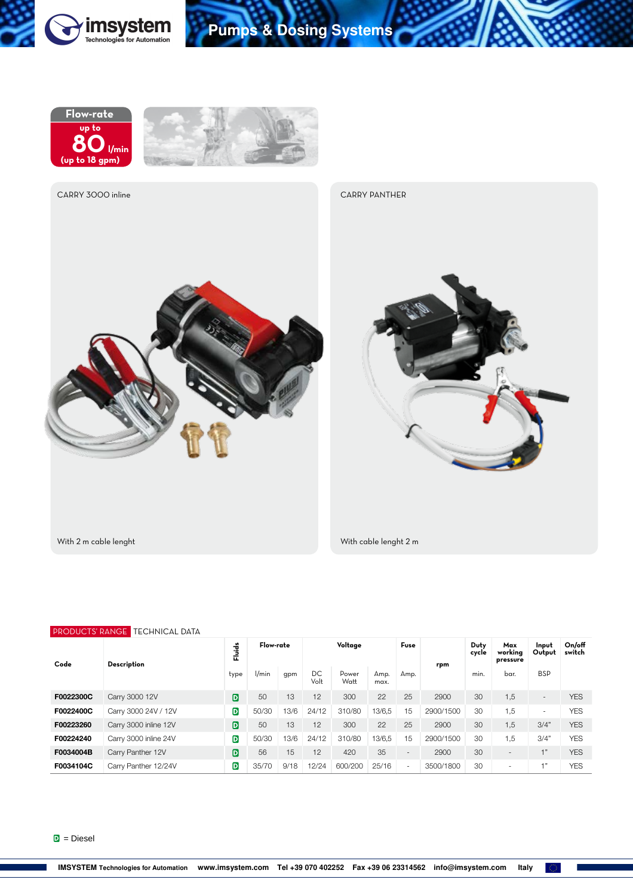**Flow-rate** up to **80** l/min (up to 18 gpm)

CARRY 3000 inline

With 2 m cable lenght

CARRY PANTHER

With cable lenght 2 m

PRODUCTS' RANGE TECHNICAL DATA

| Code | Description | Fluids | Flow-rate | | Voltage | | | Fuse | rpm | Duty cycle | Max working pressure | Input Output | On/off switch |
|---|---|---|---|---|---|---|---|---|---|---|---|---|---|
| | | type | l/min | gpm | DC Volt | Power Watt | Amp. max. | Amp. | | min. | bar. | BSP | |
| **F0022300C** | Carry 3000 12V | D | 50 | 13 | 12 | 300 | 22 | 25 | 2900 | 30 | 1,5 | - | YES |
| **F0022400C** | Carry 3000 24V / 12V | D | 50/30 | 13/6 | 24/12 | 310/80 | 13/6,5 | 15 | 2900/1500 | 30 | 1,5 | - | YES |
| **F00223260** | Carry 3000 inline 12V | D | 50 | 13 | 12 | 300 | 22 | 25 | 2900 | 30 | 1,5 | 3/4" | YES |
| **F00224240** | Carry 3000 inline 24V | D | 50/30 | 13/6 | 24/12 | 310/80 | 13/6,5 | 15 | 2900/1500 | 30 | 1,5 | 3/4" | YES |
| **F0034004B** | Carry Panther 12V | D | 56 | 15 | 12 | 420 | 35 | - | 2900 | 30 | - | 1" | YES |
| **F0034104C** | Carry Panther 12/24V | D | 35/70 | 9/18 | 12/24 | 600/200 | 25/16 | - | 3500/1800 | 30 | - | 1" | YES |

D = Diesel